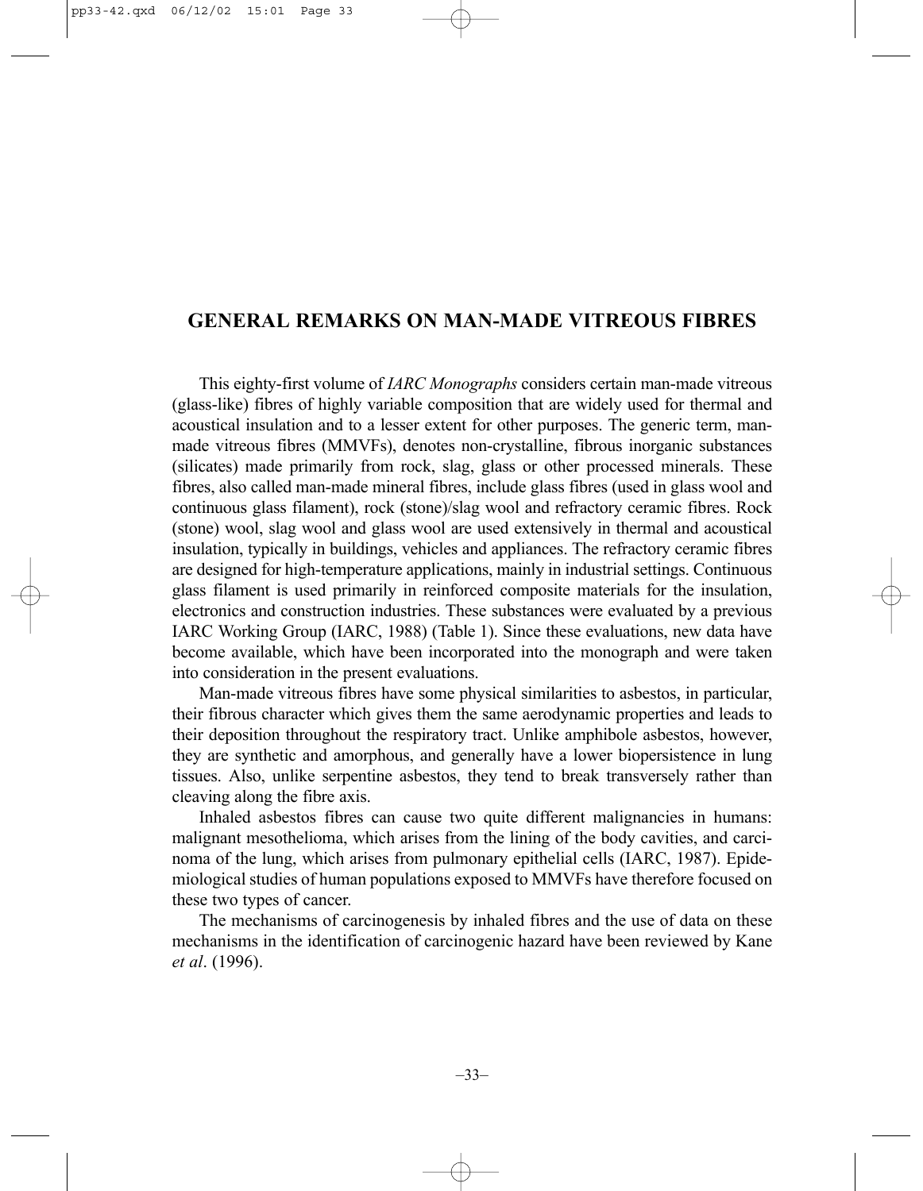# GENERAL REMARKS ON MAN-MADE VITREOUS FIBRES

This eighty-first volume of *IARC Monographs* considers certain man-made vitreous (glass-like) fibres of highly variable composition that are widely used for thermal and acoustical insulation and to a lesser extent for other purposes. The generic term, man-made vitreous fibres (MMVFs), denotes non-crystalline, fibrous inorganic substances (silicates) made primarily from rock, slag, glass or other processed minerals. These fibres, also called man-made mineral fibres, include glass fibres (used in glass wool and continuous glass filament), rock (stone)/slag wool and refractory ceramic fibres. Rock (stone) wool, slag wool and glass wool are used extensively in thermal and acoustical insulation, typically in buildings, vehicles and appliances. The refractory ceramic fibres are designed for high-temperature applications, mainly in industrial settings. Continuous glass filament is used primarily in reinforced composite materials for the insulation, electronics and construction industries. These substances were evaluated by a previous IARC Working Group (IARC, 1988) (Table 1). Since these evaluations, new data have become available, which have been incorporated into the monograph and were taken into consideration in the present evaluations.

Man-made vitreous fibres have some physical similarities to asbestos, in particular, their fibrous character which gives them the same aerodynamic properties and leads to their deposition throughout the respiratory tract. Unlike amphibole asbestos, however, they are synthetic and amorphous, and generally have a lower biopersistence in lung tissues. Also, unlike serpentine asbestos, they tend to break transversely rather than cleaving along the fibre axis.

Inhaled asbestos fibres can cause two quite different malignancies in humans: malignant mesothelioma, which arises from the lining of the body cavities, and carcinoma of the lung, which arises from pulmonary epithelial cells (IARC, 1987). Epidemiological studies of human populations exposed to MMVFs have therefore focused on these two types of cancer.

The mechanisms of carcinogenesis by inhaled fibres and the use of data on these mechanisms in the identification of carcinogenic hazard have been reviewed by Kane *et al*. (1996).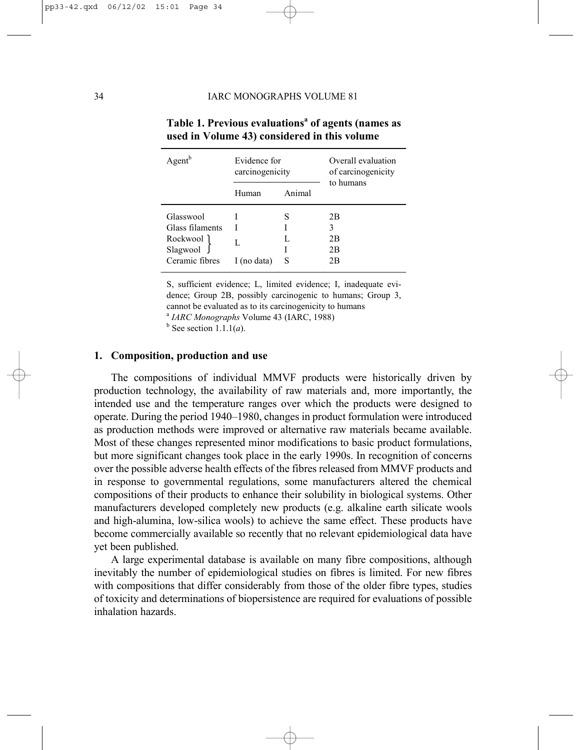**Table 1. Previous evaluations[a] of agents (names as used in Volume 43) considered in this volume**

| Agent[b] | Evidence for carcinogenicity | | Overall evaluation of carcinogenicity to humans |
|---|---|---|---|
| | Human | Animal | |
| Glasswool | I | S | 2B |
| Glass filaments | I | I | 3 |
| Rockwool | L | L | 2B |
| Slagwool | L | I | 2B |
| Ceramic fibres | I (no data) | S | 2B |

S, sufficient evidence; L, limited evidence; I, inadequate evidence; Group 2B, possibly carcinogenic to humans; Group 3, cannot be evaluated as to its carcinogenicity to humans

[a] *IARC Monographs* Volume 43 (IARC, 1988)

[b] See section 1.1.1(*a*).

## 1. Composition, production and use

The compositions of individual MMVF products were historically driven by production technology, the availability of raw materials and, more importantly, the intended use and the temperature ranges over which the products were designed to operate. During the period 1940–1980, changes in product formulation were introduced as production methods were improved or alternative raw materials became available. Most of these changes represented minor modifications to basic product formulations, but more significant changes took place in the early 1990s. In recognition of concerns over the possible adverse health effects of the fibres released from MMVF products and in response to governmental regulations, some manufacturers altered the chemical compositions of their products to enhance their solubility in biological systems. Other manufacturers developed completely new products (e.g. alkaline earth silicate wools and high-alumina, low-silica wools) to achieve the same effect. These products have become commercially available so recently that no relevant epidemiological data have yet been published.

A large experimental database is available on many fibre compositions, although inevitably the number of epidemiological studies on fibres is limited. For new fibres with compositions that differ considerably from those of the older fibre types, studies of toxicity and determinations of biopersistence are required for evaluations of possible inhalation hazards.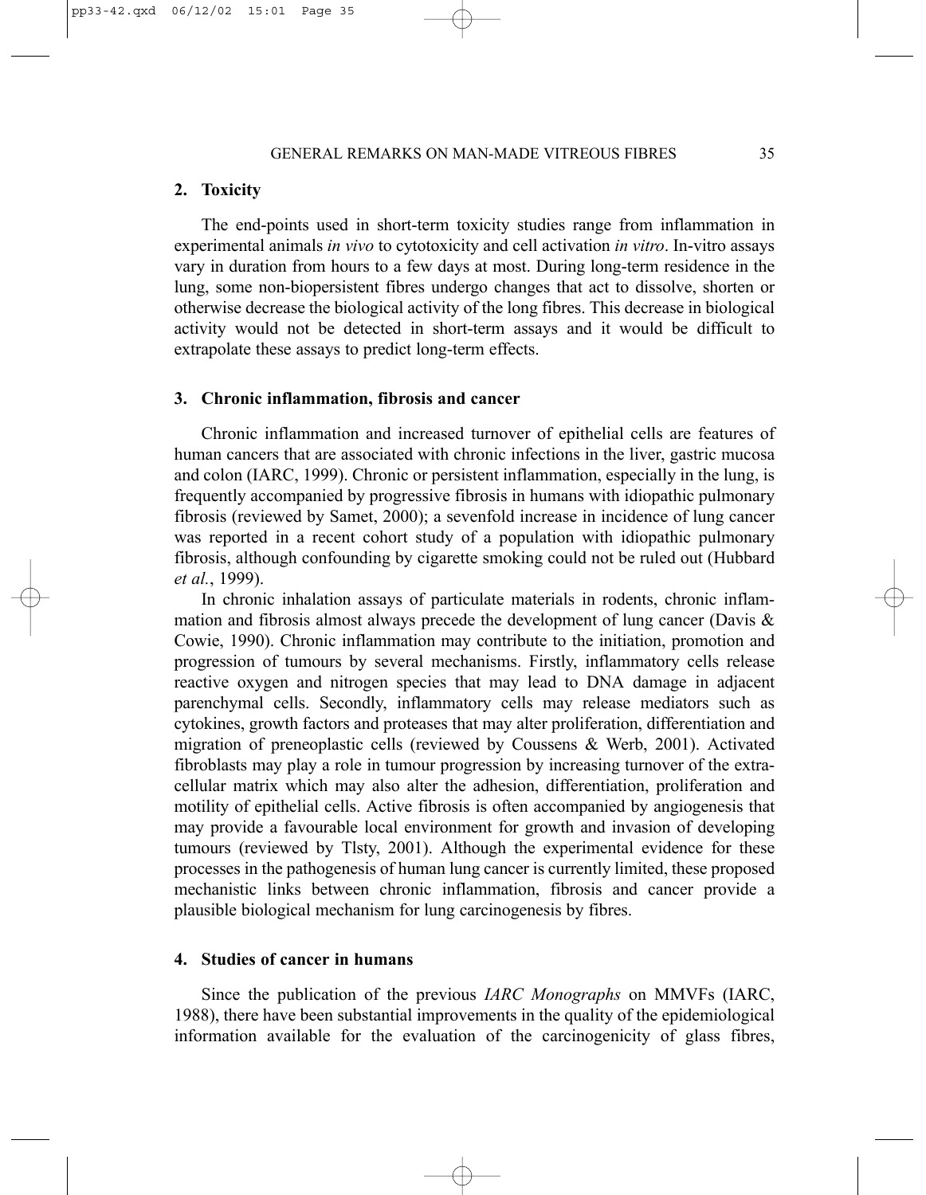## 2. Toxicity

The end-points used in short-term toxicity studies range from inflammation in experimental animals *in vivo* to cytotoxicity and cell activation *in vitro*. In-vitro assays vary in duration from hours to a few days at most. During long-term residence in the lung, some non-biopersistent fibres undergo changes that act to dissolve, shorten or otherwise decrease the biological activity of the long fibres. This decrease in biological activity would not be detected in short-term assays and it would be difficult to extrapolate these assays to predict long-term effects.

## 3. Chronic inflammation, fibrosis and cancer

Chronic inflammation and increased turnover of epithelial cells are features of human cancers that are associated with chronic infections in the liver, gastric mucosa and colon (IARC, 1999). Chronic or persistent inflammation, especially in the lung, is frequently accompanied by progressive fibrosis in humans with idiopathic pulmonary fibrosis (reviewed by Samet, 2000); a sevenfold increase in incidence of lung cancer was reported in a recent cohort study of a population with idiopathic pulmonary fibrosis, although confounding by cigarette smoking could not be ruled out (Hubbard *et al.*, 1999).

In chronic inhalation assays of particulate materials in rodents, chronic inflammation and fibrosis almost always precede the development of lung cancer (Davis & Cowie, 1990). Chronic inflammation may contribute to the initiation, promotion and progression of tumours by several mechanisms. Firstly, inflammatory cells release reactive oxygen and nitrogen species that may lead to DNA damage in adjacent parenchymal cells. Secondly, inflammatory cells may release mediators such as cytokines, growth factors and proteases that may alter proliferation, differentiation and migration of preneoplastic cells (reviewed by Coussens & Werb, 2001). Activated fibroblasts may play a role in tumour progression by increasing turnover of the extracellular matrix which may also alter the adhesion, differentiation, proliferation and motility of epithelial cells. Active fibrosis is often accompanied by angiogenesis that may provide a favourable local environment for growth and invasion of developing tumours (reviewed by Tlsty, 2001). Although the experimental evidence for these processes in the pathogenesis of human lung cancer is currently limited, these proposed mechanistic links between chronic inflammation, fibrosis and cancer provide a plausible biological mechanism for lung carcinogenesis by fibres.

## 4. Studies of cancer in humans

Since the publication of the previous *IARC Monographs* on MMVFs (IARC, 1988), there have been substantial improvements in the quality of the epidemiological information available for the evaluation of the carcinogenicity of glass fibres,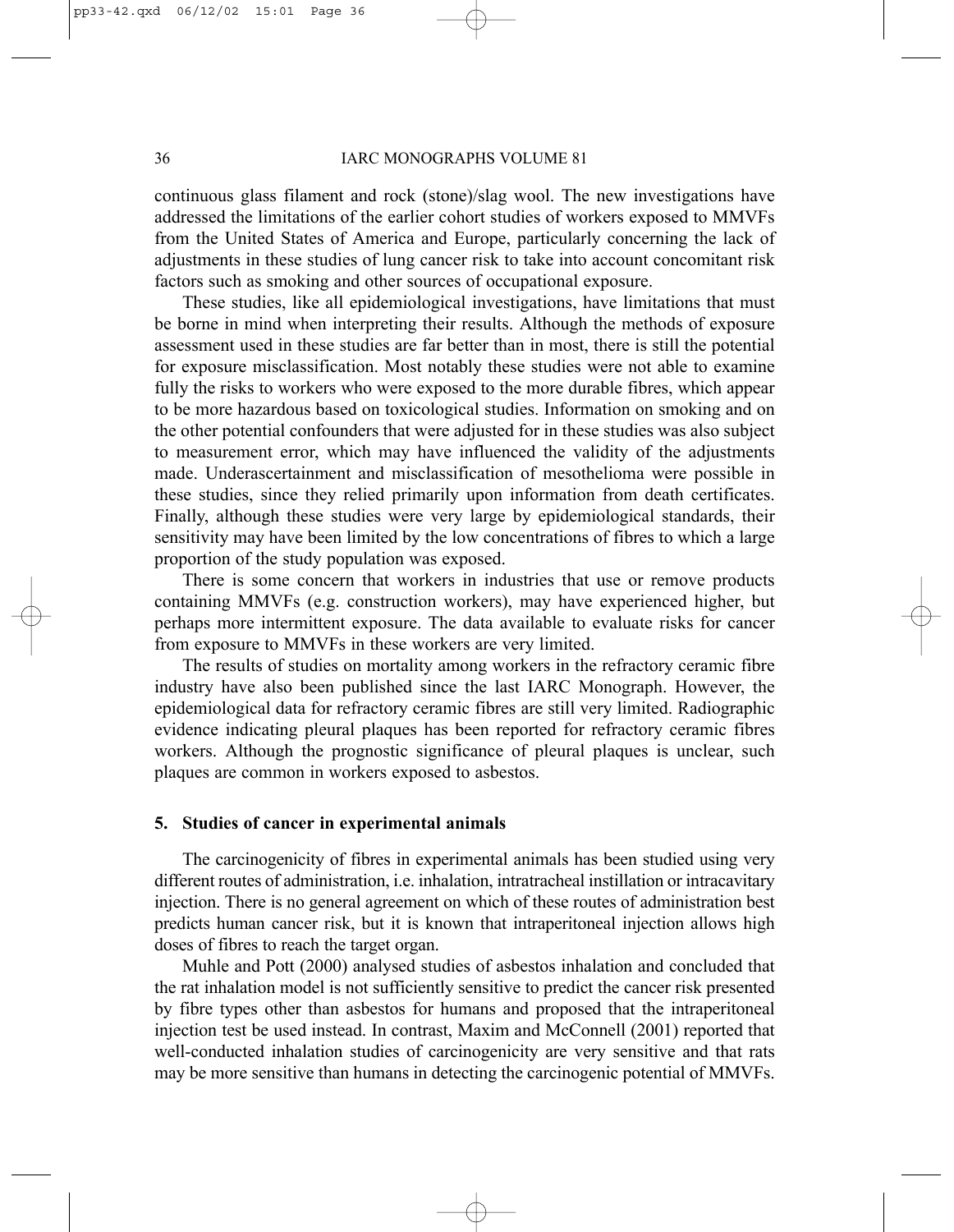continuous glass filament and rock (stone)/slag wool. The new investigations have addressed the limitations of the earlier cohort studies of workers exposed to MMVFs from the United States of America and Europe, particularly concerning the lack of adjustments in these studies of lung cancer risk to take into account concomitant risk factors such as smoking and other sources of occupational exposure.

These studies, like all epidemiological investigations, have limitations that must be borne in mind when interpreting their results. Although the methods of exposure assessment used in these studies are far better than in most, there is still the potential for exposure misclassification. Most notably these studies were not able to examine fully the risks to workers who were exposed to the more durable fibres, which appear to be more hazardous based on toxicological studies. Information on smoking and on the other potential confounders that were adjusted for in these studies was also subject to measurement error, which may have influenced the validity of the adjustments made. Underascertainment and misclassification of mesothelioma were possible in these studies, since they relied primarily upon information from death certificates. Finally, although these studies were very large by epidemiological standards, their sensitivity may have been limited by the low concentrations of fibres to which a large proportion of the study population was exposed.

There is some concern that workers in industries that use or remove products containing MMVFs (e.g. construction workers), may have experienced higher, but perhaps more intermittent exposure. The data available to evaluate risks for cancer from exposure to MMVFs in these workers are very limited.

The results of studies on mortality among workers in the refractory ceramic fibre industry have also been published since the last IARC Monograph. However, the epidemiological data for refractory ceramic fibres are still very limited. Radiographic evidence indicating pleural plaques has been reported for refractory ceramic fibres workers. Although the prognostic significance of pleural plaques is unclear, such plaques are common in workers exposed to asbestos.

## 5. Studies of cancer in experimental animals

The carcinogenicity of fibres in experimental animals has been studied using very different routes of administration, i.e. inhalation, intratracheal instillation or intracavitary injection. There is no general agreement on which of these routes of administration best predicts human cancer risk, but it is known that intraperitoneal injection allows high doses of fibres to reach the target organ.

Muhle and Pott (2000) analysed studies of asbestos inhalation and concluded that the rat inhalation model is not sufficiently sensitive to predict the cancer risk presented by fibre types other than asbestos for humans and proposed that the intraperitoneal injection test be used instead. In contrast, Maxim and McConnell (2001) reported that well-conducted inhalation studies of carcinogenicity are very sensitive and that rats may be more sensitive than humans in detecting the carcinogenic potential of MMVFs.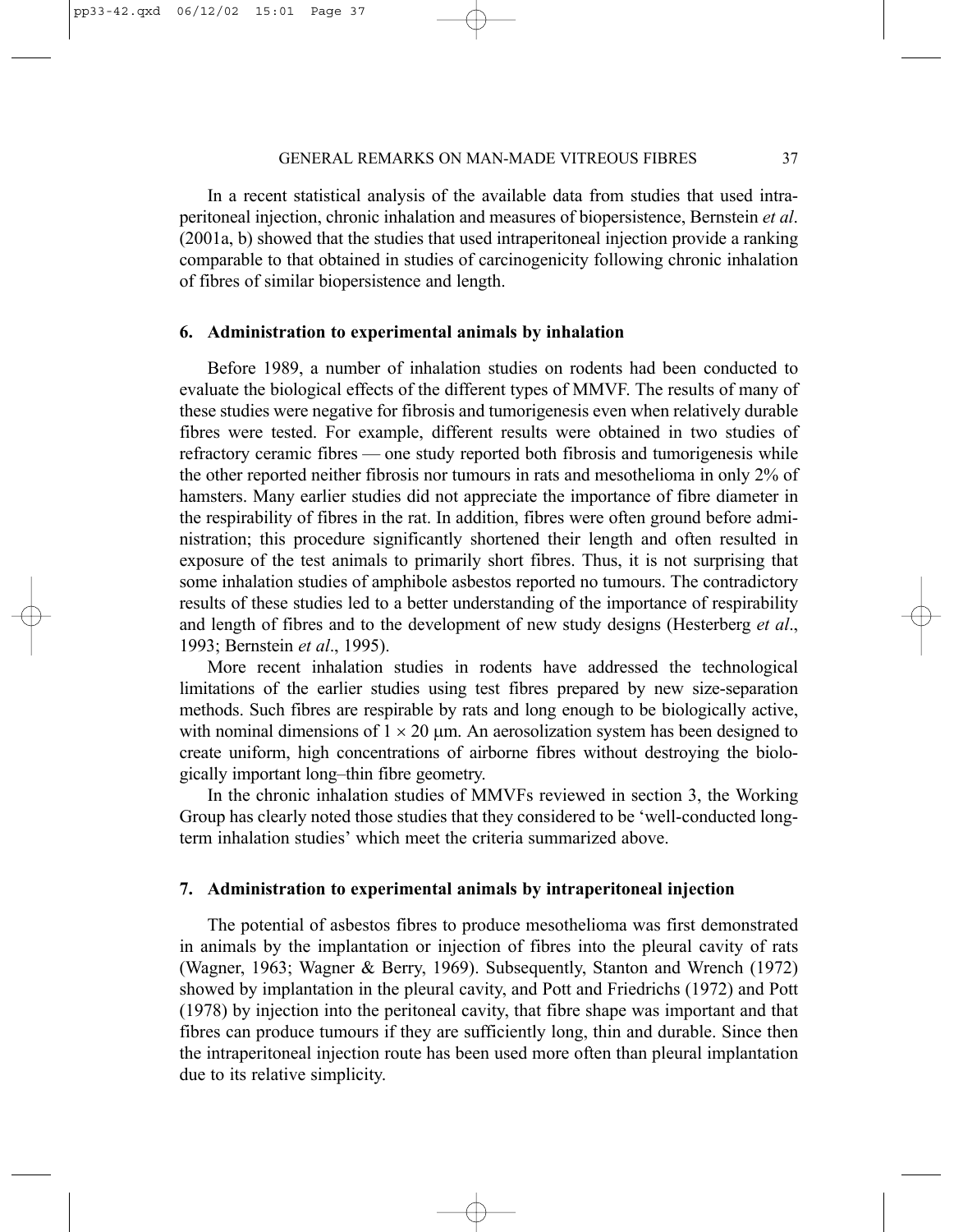In a recent statistical analysis of the available data from studies that used intraperitoneal injection, chronic inhalation and measures of biopersistence, Bernstein *et al*. (2001a, b) showed that the studies that used intraperitoneal injection provide a ranking comparable to that obtained in studies of carcinogenicity following chronic inhalation of fibres of similar biopersistence and length.

### 6. Administration to experimental animals by inhalation

Before 1989, a number of inhalation studies on rodents had been conducted to evaluate the biological effects of the different types of MMVF. The results of many of these studies were negative for fibrosis and tumorigenesis even when relatively durable fibres were tested. For example, different results were obtained in two studies of refractory ceramic fibres — one study reported both fibrosis and tumorigenesis while the other reported neither fibrosis nor tumours in rats and mesothelioma in only 2% of hamsters. Many earlier studies did not appreciate the importance of fibre diameter in the respirability of fibres in the rat. In addition, fibres were often ground before administration; this procedure significantly shortened their length and often resulted in exposure of the test animals to primarily short fibres. Thus, it is not surprising that some inhalation studies of amphibole asbestos reported no tumours. The contradictory results of these studies led to a better understanding of the importance of respirability and length of fibres and to the development of new study designs (Hesterberg *et al*., 1993; Bernstein *et al*., 1995).

More recent inhalation studies in rodents have addressed the technological limitations of the earlier studies using test fibres prepared by new size-separation methods. Such fibres are respirable by rats and long enough to be biologically active, with nominal dimensions of $1 \times 20$ μm. An aerosolization system has been designed to create uniform, high concentrations of airborne fibres without destroying the biologically important long–thin fibre geometry.

In the chronic inhalation studies of MMVFs reviewed in section 3, the Working Group has clearly noted those studies that they considered to be 'well-conducted long-term inhalation studies' which meet the criteria summarized above.

### 7. Administration to experimental animals by intraperitoneal injection

The potential of asbestos fibres to produce mesothelioma was first demonstrated in animals by the implantation or injection of fibres into the pleural cavity of rats (Wagner, 1963; Wagner & Berry, 1969). Subsequently, Stanton and Wrench (1972) showed by implantation in the pleural cavity, and Pott and Friedrichs (1972) and Pott (1978) by injection into the peritoneal cavity, that fibre shape was important and that fibres can produce tumours if they are sufficiently long, thin and durable. Since then the intraperitoneal injection route has been used more often than pleural implantation due to its relative simplicity.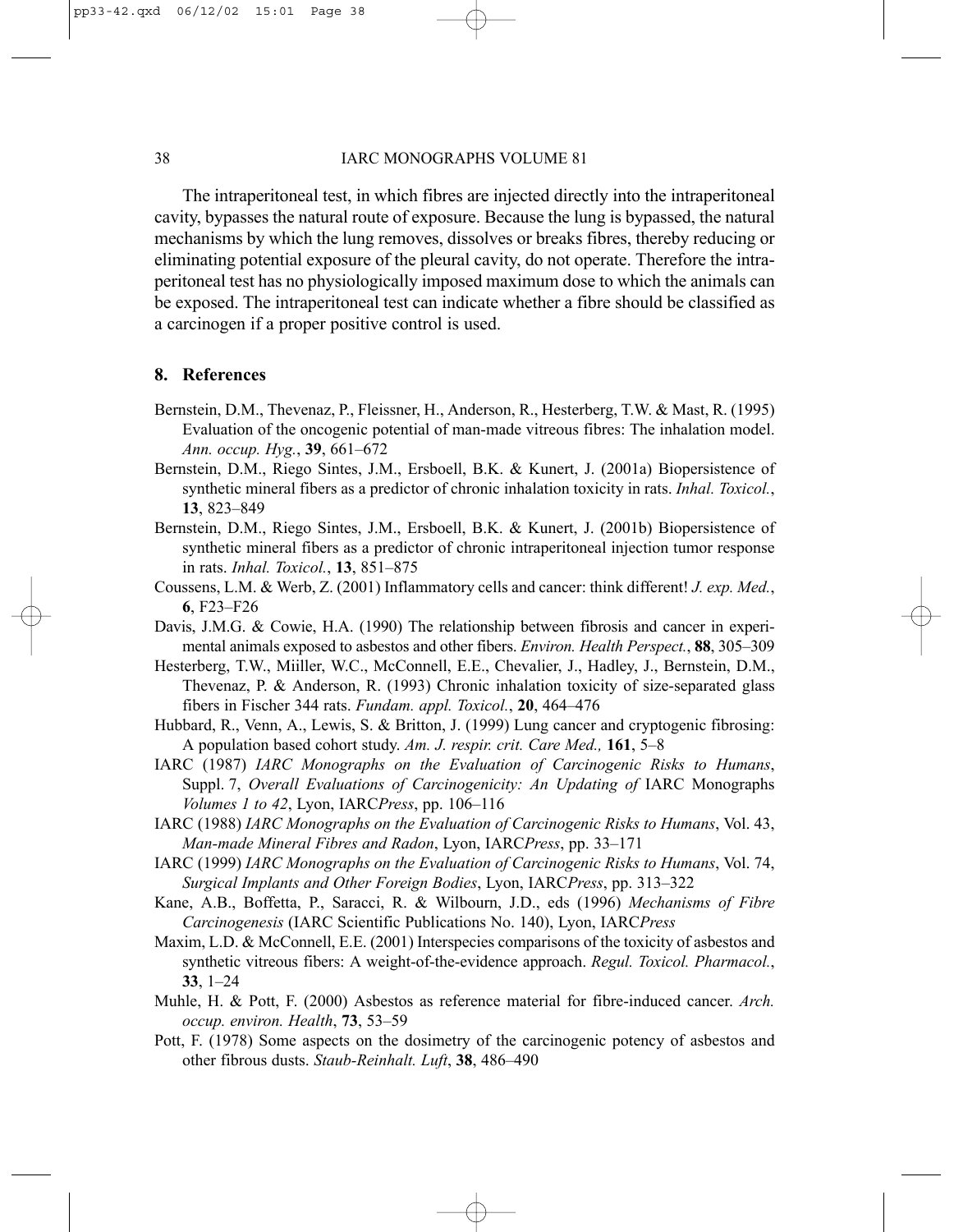The intraperitoneal test, in which fibres are injected directly into the intraperitoneal cavity, bypasses the natural route of exposure. Because the lung is bypassed, the natural mechanisms by which the lung removes, dissolves or breaks fibres, thereby reducing or eliminating potential exposure of the pleural cavity, do not operate. Therefore the intraperitoneal test has no physiologically imposed maximum dose to which the animals can be exposed. The intraperitoneal test can indicate whether a fibre should be classified as a carcinogen if a proper positive control is used.

## 8. References

Bernstein, D.M., Thevenaz, P., Fleissner, H., Anderson, R., Hesterberg, T.W. & Mast, R. (1995) Evaluation of the oncogenic potential of man-made vitreous fibres: The inhalation model. *Ann. occup. Hyg.*, **39**, 661–672

Bernstein, D.M., Riego Sintes, J.M., Ersboell, B.K. & Kunert, J. (2001a) Biopersistence of synthetic mineral fibers as a predictor of chronic inhalation toxicity in rats. *Inhal. Toxicol.*, **13**, 823–849

Bernstein, D.M., Riego Sintes, J.M., Ersboell, B.K. & Kunert, J. (2001b) Biopersistence of synthetic mineral fibers as a predictor of chronic intraperitoneal injection tumor response in rats. *Inhal. Toxicol.*, **13**, 851–875

Coussens, L.M. & Werb, Z. (2001) Inflammatory cells and cancer: think different! *J. exp. Med.*, **6**, F23–F26

Davis, J.M.G. & Cowie, H.A. (1990) The relationship between fibrosis and cancer in experimental animals exposed to asbestos and other fibers. *Environ. Health Perspect.*, **88**, 305–309

Hesterberg, T.W., Miiller, W.C., McConnell, E.E., Chevalier, J., Hadley, J., Bernstein, D.M., Thevenaz, P. & Anderson, R. (1993) Chronic inhalation toxicity of size-separated glass fibers in Fischer 344 rats. *Fundam. appl. Toxicol.*, **20**, 464–476

Hubbard, R., Venn, A., Lewis, S. & Britton, J. (1999) Lung cancer and cryptogenic fibrosing: A population based cohort study. *Am. J. respir. crit. Care Med.,* **161**, 5–8

IARC (1987) *IARC Monographs on the Evaluation of Carcinogenic Risks to Humans*, Suppl. 7, *Overall Evaluations of Carcinogenicity: An Updating of* IARC Monographs *Volumes 1 to 42*, Lyon, IARC*Press*, pp. 106–116

IARC (1988) *IARC Monographs on the Evaluation of Carcinogenic Risks to Humans*, Vol. 43, *Man-made Mineral Fibres and Radon*, Lyon, IARC*Press*, pp. 33–171

IARC (1999) *IARC Monographs on the Evaluation of Carcinogenic Risks to Humans*, Vol. 74, *Surgical Implants and Other Foreign Bodies*, Lyon, IARC*Press*, pp. 313–322

Kane, A.B., Boffetta, P., Saracci, R. & Wilbourn, J.D., eds (1996) *Mechanisms of Fibre Carcinogenesis* (IARC Scientific Publications No. 140), Lyon, IARC*Press*

Maxim, L.D. & McConnell, E.E. (2001) Interspecies comparisons of the toxicity of asbestos and synthetic vitreous fibers: A weight-of-the-evidence approach. *Regul. Toxicol. Pharmacol.*, **33**, 1–24

Muhle, H. & Pott, F. (2000) Asbestos as reference material for fibre-induced cancer. *Arch. occup. environ. Health*, **73**, 53–59

Pott, F. (1978) Some aspects on the dosimetry of the carcinogenic potency of asbestos and other fibrous dusts. *Staub-Reinhalt. Luft*, **38**, 486–490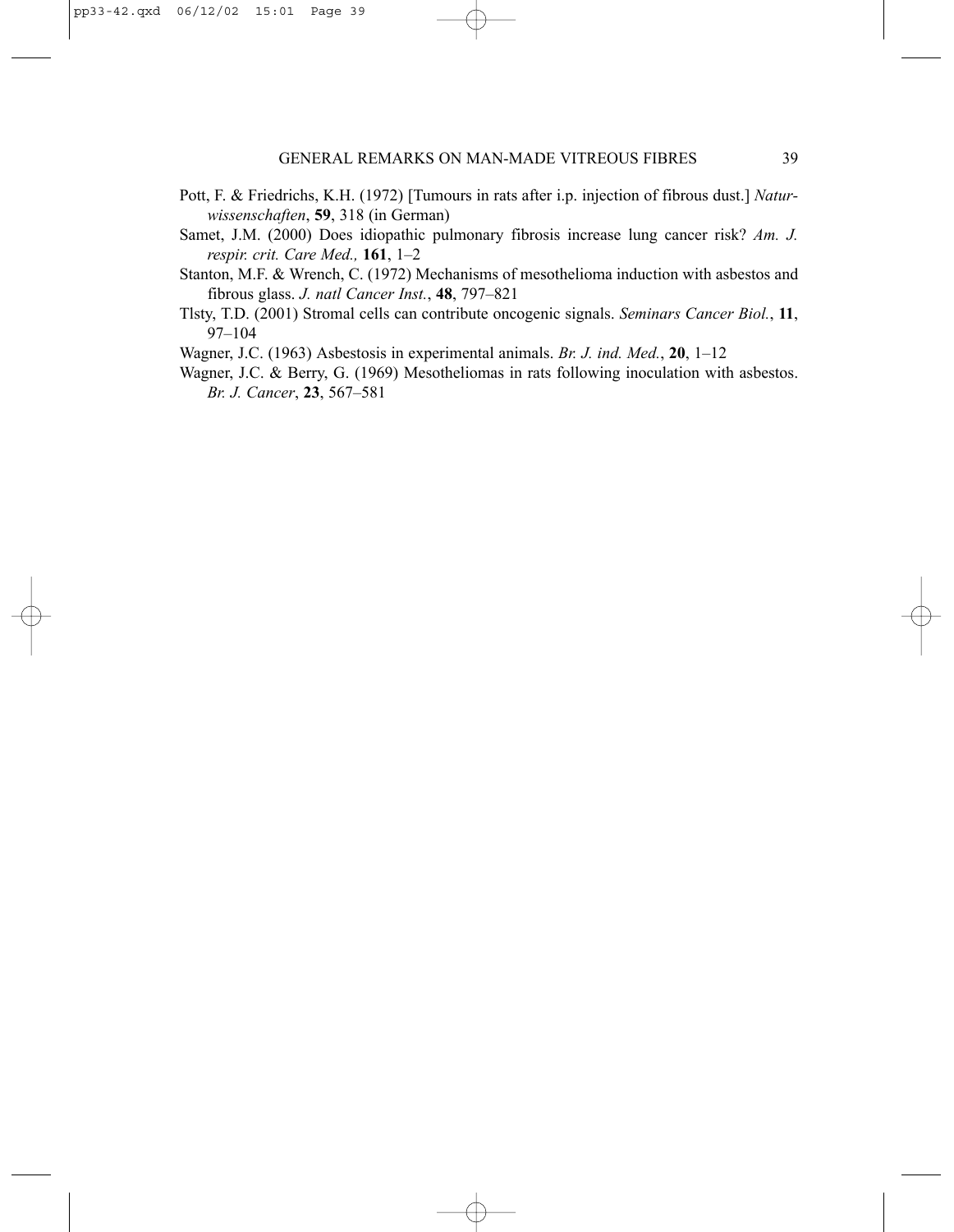Pott, F. & Friedrichs, K.H. (1972) [Tumours in rats after i.p. injection of fibrous dust.] *Naturwissenschaften*, **59**, 318 (in German)

Samet, J.M. (2000) Does idiopathic pulmonary fibrosis increase lung cancer risk? *Am. J. respir. crit. Care Med.,* **161**, 1–2

Stanton, M.F. & Wrench, C. (1972) Mechanisms of mesothelioma induction with asbestos and fibrous glass. *J. natl Cancer Inst.*, **48**, 797–821

Tlsty, T.D. (2001) Stromal cells can contribute oncogenic signals. *Seminars Cancer Biol.*, **11**, 97–104

Wagner, J.C. (1963) Asbestosis in experimental animals. *Br. J. ind. Med.*, **20**, 1–12

Wagner, J.C. & Berry, G. (1969) Mesotheliomas in rats following inoculation with asbestos. *Br. J. Cancer*, **23**, 567–581